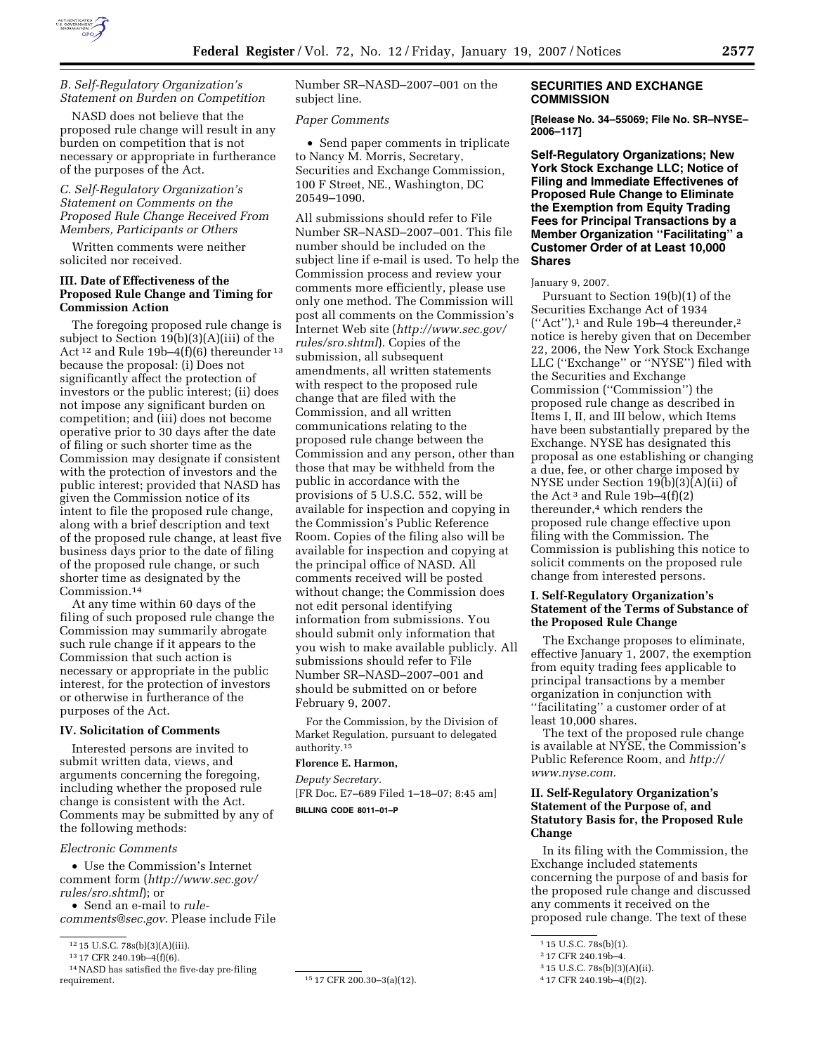*B. Self-Regulatory Organization's Statement on Burden on Competition*

NASD does not believe that the proposed rule change will result in any burden on competition that is not necessary or appropriate in furtherance of the purposes of the Act.

*C. Self-Regulatory Organization's Statement on Comments on the Proposed Rule Change Received From Members, Participants or Others*

Written comments were neither solicited nor received.

### III. Date of Effectiveness of the Proposed Rule Change and Timing for Commission Action

The foregoing proposed rule change is subject to Section 19(b)(3)(A)(iii) of the Act [12] and Rule 19b–4(f)(6) thereunder [13] because the proposal: (i) Does not significantly affect the protection of investors or the public interest; (ii) does not impose any significant burden on competition; and (iii) does not become operative prior to 30 days after the date of filing or such shorter time as the Commission may designate if consistent with the protection of investors and the public interest; provided that NASD has given the Commission notice of its intent to file the proposed rule change, along with a brief description and text of the proposed rule change, at least five business days prior to the date of filing of the proposed rule change, or such shorter time as designated by the Commission.[14]

At any time within 60 days of the filing of such proposed rule change the Commission may summarily abrogate such rule change if it appears to the Commission that such action is necessary or appropriate in the public interest, for the protection of investors or otherwise in furtherance of the purposes of the Act.

### IV. Solicitation of Comments

Interested persons are invited to submit written data, views, and arguments concerning the foregoing, including whether the proposed rule change is consistent with the Act. Comments may be submitted by any of the following methods:

*Electronic Comments*

- Use the Commission's Internet comment form (*http://www.sec.gov/rules/sro.shtml*); or
- Send an e-mail to *rule-comments@sec.gov*. Please include File Number SR–NASD–2007–001 on the subject line.

*Paper Comments*

- Send paper comments in triplicate to Nancy M. Morris, Secretary, Securities and Exchange Commission, 100 F Street, NE., Washington, DC 20549–1090.

All submissions should refer to File Number SR–NASD–2007–001. This file number should be included on the subject line if e-mail is used. To help the Commission process and review your comments more efficiently, please use only one method. The Commission will post all comments on the Commission's Internet Web site (*http://www.sec.gov/rules/sro.shtml*). Copies of the submission, all subsequent amendments, all written statements with respect to the proposed rule change that are filed with the Commission, and all written communications relating to the proposed rule change between the Commission and any person, other than those that may be withheld from the public in accordance with the provisions of 5 U.S.C. 552, will be available for inspection and copying in the Commission's Public Reference Room. Copies of the filing also will be available for inspection and copying at the principal office of NASD. All comments received will be posted without change; the Commission does not edit personal identifying information from submissions. You should submit only information that you wish to make available publicly. All submissions should refer to File Number SR–NASD–2007–001 and should be submitted on or before February 9, 2007.

For the Commission, by the Division of Market Regulation, pursuant to delegated authority.[15]

**Florence E. Harmon,**

*Deputy Secretary.*

[FR Doc. E7–689 Filed 1–18–07; 8:45 am]

**BILLING CODE 8011–01–P**

[12] 15 U.S.C. 78s(b)(3)(A)(iii).

[13] 17 CFR 240.19b–4(f)(6).

[14] NASD has satisfied the five-day pre-filing requirement.

[15] 17 CFR 200.30–3(a)(12).

## SECURITIES AND EXCHANGE COMMISSION

**[Release No. 34–55069; File No. SR–NYSE–2006–117]**

**Self-Regulatory Organizations; New York Stock Exchange LLC; Notice of Filing and Immediate Effectivenes of Proposed Rule Change to Eliminate the Exemption from Equity Trading Fees for Principal Transactions by a Member Organization "Facilitating" a Customer Order of at Least 10,000 Shares**

January 9, 2007.

Pursuant to Section 19(b)(1) of the Securities Exchange Act of 1934 ("Act"),[1] and Rule 19b–4 thereunder,[2] notice is hereby given that on December 22, 2006, the New York Stock Exchange LLC ("Exchange" or "NYSE") filed with the Securities and Exchange Commission ("Commission") the proposed rule change as described in Items I, II, and III below, which Items have been substantially prepared by the Exchange. NYSE has designated this proposal as one establishing or changing a due, fee, or other charge imposed by NYSE under Section 19(b)(3)(A)(ii) of the Act [3] and Rule 19b–4(f)(2) thereunder,[4] which renders the proposed rule change effective upon filing with the Commission. The Commission is publishing this notice to solicit comments on the proposed rule change from interested persons.

### I. Self-Regulatory Organization's Statement of the Terms of Substance of the Proposed Rule Change

The Exchange proposes to eliminate, effective January 1, 2007, the exemption from equity trading fees applicable to principal transactions by a member organization in conjunction with "facilitating" a customer order of at least 10,000 shares.

The text of the proposed rule change is available at NYSE, the Commission's Public Reference Room, and *http://www.nyse.com.*

### II. Self-Regulatory Organization's Statement of the Purpose of, and Statutory Basis for, the Proposed Rule Change

In its filing with the Commission, the Exchange included statements concerning the purpose of and basis for the proposed rule change and discussed any comments it received on the proposed rule change. The text of these

[1] 15 U.S.C. 78s(b)(1).

[2] 17 CFR 240.19b–4.

[3] 15 U.S.C. 78s(b)(3)(A)(ii).

[4] 17 CFR 240.19b–4(f)(2).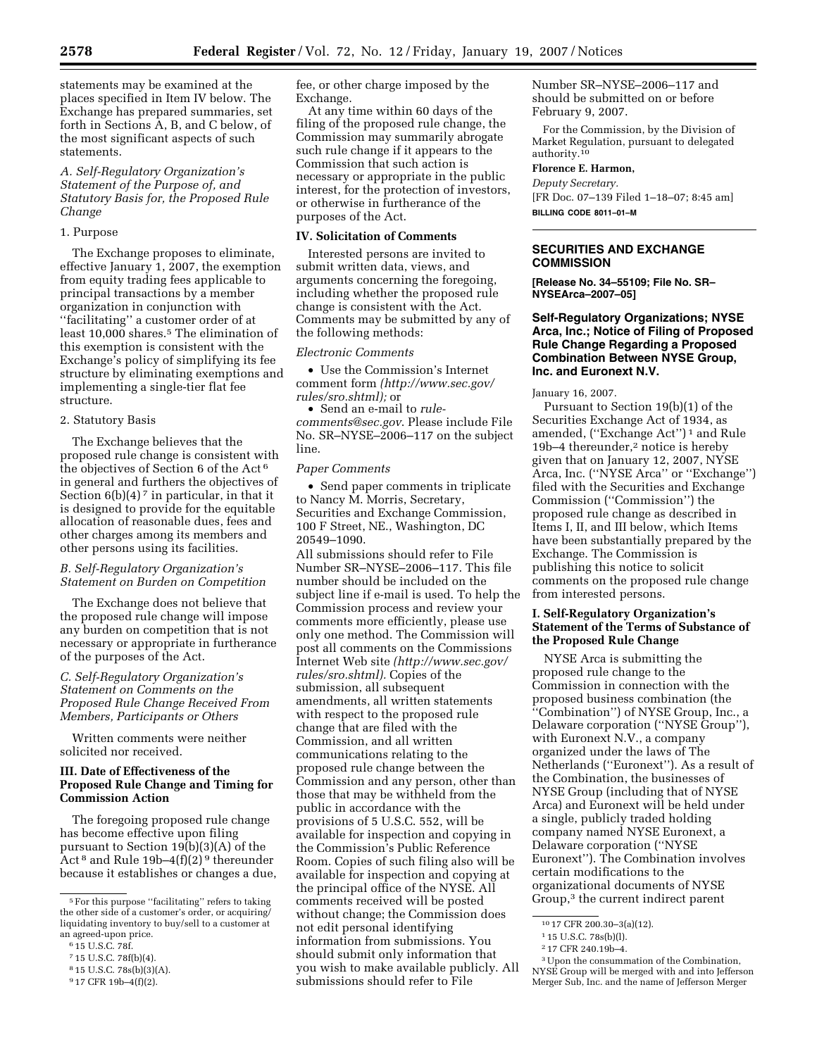statements may be examined at the places specified in Item IV below. The Exchange has prepared summaries, set forth in Sections A, B, and C below, of the most significant aspects of such statements.

*A. Self-Regulatory Organization's Statement of the Purpose of, and Statutory Basis for, the Proposed Rule Change*

1. Purpose

The Exchange proposes to eliminate, effective January 1, 2007, the exemption from equity trading fees applicable to principal transactions by a member organization in conjunction with ''facilitating'' a customer order of at least 10,000 shares.[5] The elimination of this exemption is consistent with the Exchange's policy of simplifying its fee structure by eliminating exemptions and implementing a single-tier flat fee structure.

2. Statutory Basis

The Exchange believes that the proposed rule change is consistent with the objectives of Section 6 of the Act[6] in general and furthers the objectives of Section 6(b)(4)[7] in particular, in that it is designed to provide for the equitable allocation of reasonable dues, fees and other charges among its members and other persons using its facilities.

*B. Self-Regulatory Organization's Statement on Burden on Competition*

The Exchange does not believe that the proposed rule change will impose any burden on competition that is not necessary or appropriate in furtherance of the purposes of the Act.

*C. Self-Regulatory Organization's Statement on Comments on the Proposed Rule Change Received From Members, Participants or Others*

Written comments were neither solicited nor received.

**III. Date of Effectiveness of the Proposed Rule Change and Timing for Commission Action**

The foregoing proposed rule change has become effective upon filing pursuant to Section 19(b)(3)(A) of the Act[8] and Rule 19b–4(f)(2)[9] thereunder because it establishes or changes a due, fee, or other charge imposed by the Exchange.

At any time within 60 days of the filing of the proposed rule change, the Commission may summarily abrogate such rule change if it appears to the Commission that such action is necessary or appropriate in the public interest, for the protection of investors, or otherwise in furtherance of the purposes of the Act.

**IV. Solicitation of Comments**

Interested persons are invited to submit written data, views, and arguments concerning the foregoing, including whether the proposed rule change is consistent with the Act. Comments may be submitted by any of the following methods:

*Electronic Comments*

- Use the Commission's Internet comment form *(http://www.sec.gov/rules/sro.shtml);* or
- Send an e-mail to *rule-comments@sec.gov*. Please include File No. SR–NYSE–2006–117 on the subject line.

*Paper Comments*

- Send paper comments in triplicate to Nancy M. Morris, Secretary, Securities and Exchange Commission, 100 F Street, NE., Washington, DC 20549–1090.

All submissions should refer to File Number SR–NYSE–2006–117. This file number should be included on the subject line if e-mail is used. To help the Commission process and review your comments more efficiently, please use only one method. The Commission will post all comments on the Commissions Internet Web site *(http://www.sec.gov/rules/sro.shtml)*. Copies of the submission, all subsequent amendments, all written statements with respect to the proposed rule change that are filed with the Commission, and all written communications relating to the proposed rule change between the Commission and any person, other than those that may be withheld from the public in accordance with the provisions of 5 U.S.C. 552, will be available for inspection and copying in the Commission's Public Reference Room. Copies of such filing also will be available for inspection and copying at the principal office of the NYSE. All comments received will be posted without change; the Commission does not edit personal identifying information from submissions. You should submit only information that you wish to make available publicly. All submissions should refer to File Number SR–NYSE–2006–117 and should be submitted on or before February 9, 2007.

For the Commission, by the Division of Market Regulation, pursuant to delegated authority.[10]

**Florence E. Harmon,**

*Deputy Secretary.*

[FR Doc. 07–139 Filed 1–18–07; 8:45 am]

**BILLING CODE 8011–01–M**

## SECURITIES AND EXCHANGE COMMISSION

**[Release No. 34–55109; File No. SR–NYSEArca–2007–05]**

### Self-Regulatory Organizations; NYSE Arca, Inc.; Notice of Filing of Proposed Rule Change Regarding a Proposed Combination Between NYSE Group, Inc. and Euronext N.V.

January 16, 2007.

Pursuant to Section 19(b)(1) of the Securities Exchange Act of 1934, as amended, (''Exchange Act'')[1] and Rule 19b–4 thereunder,[2] notice is hereby given that on January 12, 2007, NYSE Arca, Inc. (''NYSE Arca'' or ''Exchange'') filed with the Securities and Exchange Commission (''Commission'') the proposed rule change as described in Items I, II, and III below, which Items have been substantially prepared by the Exchange. The Commission is publishing this notice to solicit comments on the proposed rule change from interested persons.

**I. Self-Regulatory Organization's Statement of the Terms of Substance of the Proposed Rule Change**

NYSE Arca is submitting the proposed rule change to the Commission in connection with the proposed business combination (the ''Combination'') of NYSE Group, Inc., a Delaware corporation (''NYSE Group''), with Euronext N.V., a company organized under the laws of The Netherlands (''Euronext''). As a result of the Combination, the businesses of NYSE Group (including that of NYSE Arca) and Euronext will be held under a single, publicly traded holding company named NYSE Euronext, a Delaware corporation (''NYSE Euronext''). The Combination involves certain modifications to the organizational documents of NYSE Group,[3] the current indirect parent

---

[5] For this purpose ''facilitating'' refers to taking the other side of a customer's order, or acquiring/liquidating inventory to buy/sell to a customer at an agreed-upon price.

[6] 15 U.S.C. 78f.

[7] 15 U.S.C. 78f(b)(4).

[8] 15 U.S.C. 78s(b)(3)(A).

[9] 17 CFR 19b–4(f)(2).

[10] 17 CFR 200.30–3(a)(12).

[1] 15 U.S.C. 78s(b)(l).

[2] 17 CFR 240.19b–4.

[3] Upon the consummation of the Combination, NYSE Group will be merged with and into Jefferson Merger Sub, Inc. and the name of Jefferson Merger